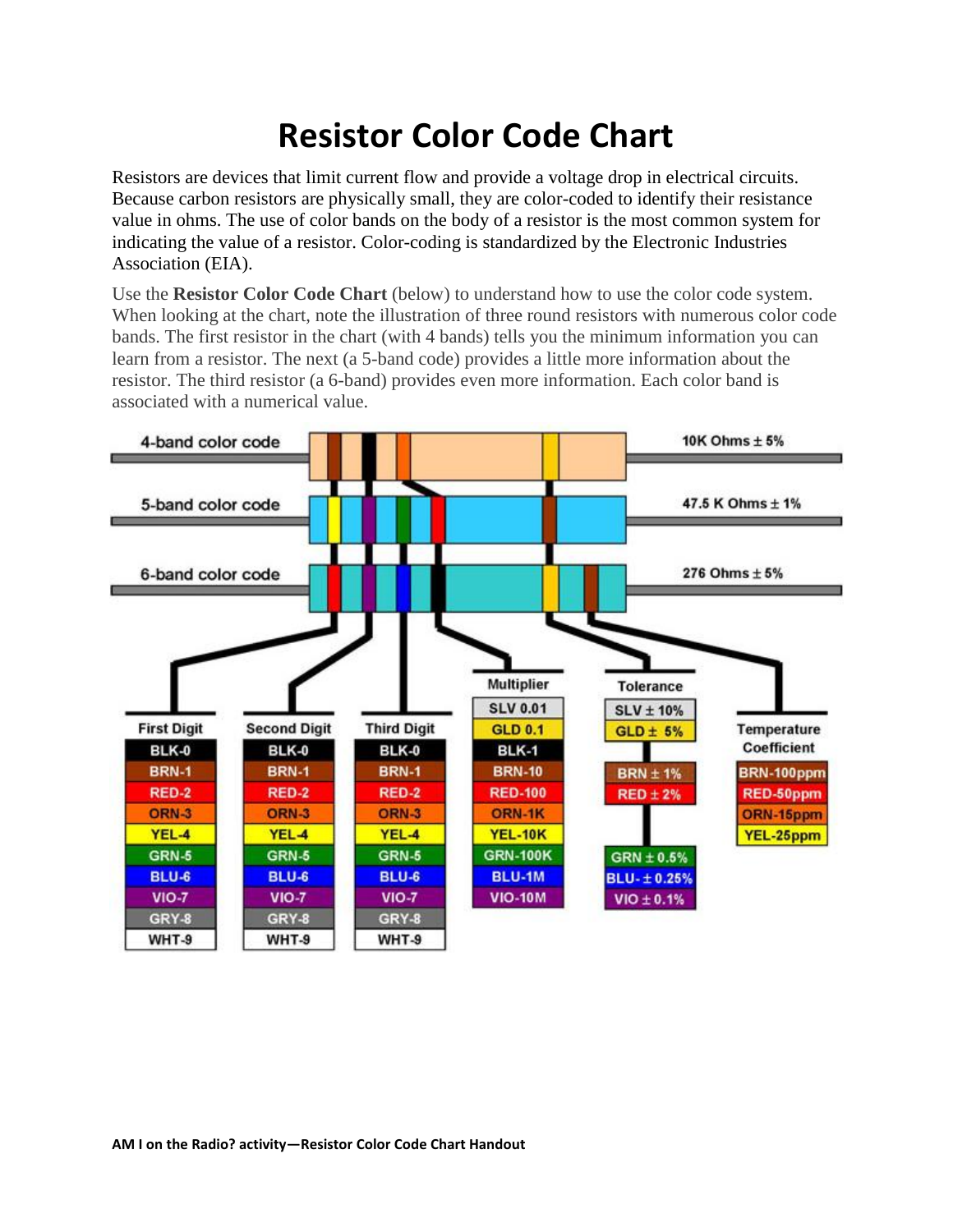# Resistor Color Code Chart

Resistors are devices that limit current flow and provide a voltage drop in electrical circuits. Because carbon resistors are physically small, they are color-coded to identify their resistance value in ohms. The use of color bands on the body of a resistor is the most common system for indicating the value of a resistor. Color-coding is standardized by the Electronic Industries Association (EIA).

Use the **Resistor Color Code Chart** (below) to understand how to use the color code system. When looking at the chart, note the illustration of three round resistors with numerous color code bands. The first resistor in the chart (with 4 bands) tells you the minimum information you can learn from a resistor. The next (a 5-band code) provides a little more information about the resistor. The third resistor (a 6-band) provides even more information. Each color band is associated with a numerical value.

| Resistor | Value |
|---|---|
| 4-band color code | 10K Ohms ± 5% |
| 5-band color code | 47.5 K Ohms ± 1% |
| 6-band color code | 276 Ohms ± 5% |

| First Digit | Second Digit | Third Digit | Multiplier | Tolerance | Temperature Coefficient |
|---|---|---|---|---|---|
| | | | SLV 0.01 | SLV ± 10% | |
| | | | GLD 0.1 | GLD ± 5% | |
| BLK-0 | BLK-0 | BLK-0 | BLK-1 | | |
| BRN-1 | BRN-1 | BRN-1 | BRN-10 | BRN ± 1% | BRN-100ppm |
| RED-2 | RED-2 | RED-2 | RED-100 | RED ± 2% | RED-50ppm |
| ORN-3 | ORN-3 | ORN-3 | ORN-1K | | ORN-15ppm |
| YEL-4 | YEL-4 | YEL-4 | YEL-10K | | YEL-25ppm |
| GRN-5 | GRN-5 | GRN-5 | GRN-100K | GRN ± 0.5% | |
| BLU-6 | BLU-6 | BLU-6 | BLU-1M | BLU- ± 0.25% | |
| VIO-7 | VIO-7 | VIO-7 | VIO-10M | VIO ± 0.1% | |
| GRY-8 | GRY-8 | GRY-8 | | | |
| WHT-9 | WHT-9 | WHT-9 | | | |

**AM I on the Radio? activity—Resistor Color Code Chart Handout**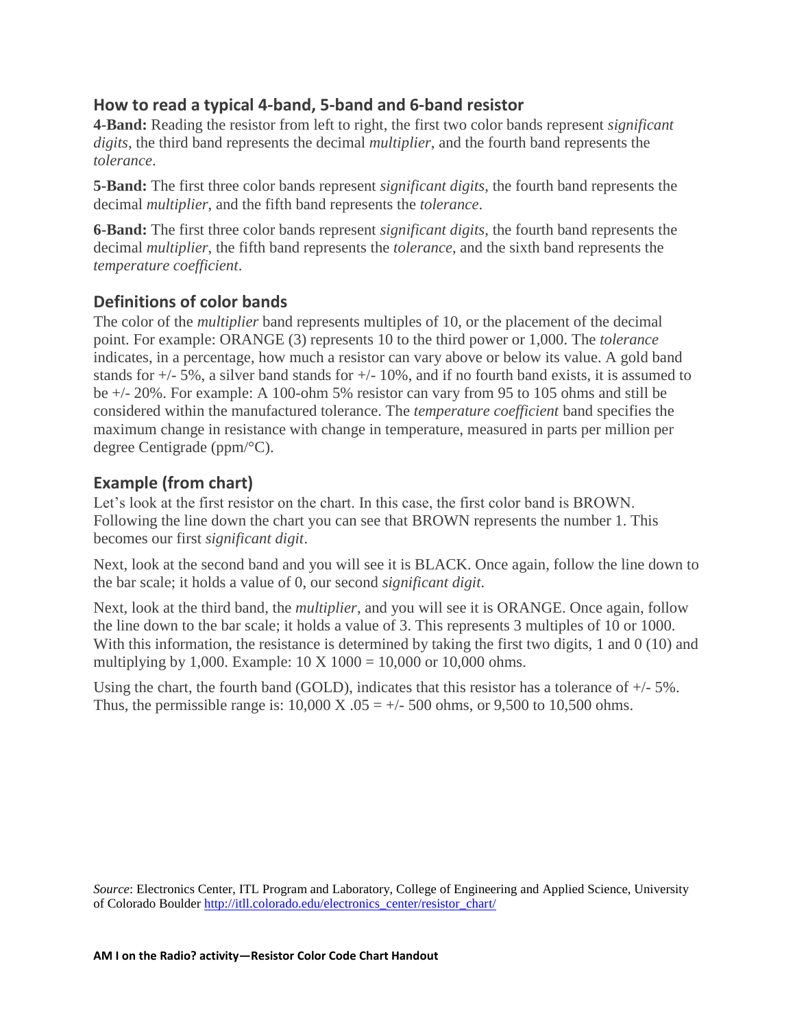## How to read a typical 4-band, 5-band and 6-band resistor

**4-Band:** Reading the resistor from left to right, the first two color bands represent *significant digits*, the third band represents the decimal *multiplier*, and the fourth band represents the *tolerance*.

**5-Band:** The first three color bands represent *significant digits*, the fourth band represents the decimal *multiplier*, and the fifth band represents the *tolerance*.

**6-Band:** The first three color bands represent *significant digits*, the fourth band represents the decimal *multiplier*, the fifth band represents the *tolerance*, and the sixth band represents the *temperature coefficient*.

## Definitions of color bands

The color of the *multiplier* band represents multiples of 10, or the placement of the decimal point. For example: ORANGE (3) represents 10 to the third power or 1,000. The *tolerance* indicates, in a percentage, how much a resistor can vary above or below its value. A gold band stands for +/- 5%, a silver band stands for +/- 10%, and if no fourth band exists, it is assumed to be +/- 20%. For example: A 100-ohm 5% resistor can vary from 95 to 105 ohms and still be considered within the manufactured tolerance. The *temperature coefficient* band specifies the maximum change in resistance with change in temperature, measured in parts per million per degree Centigrade (ppm/°C).

## Example (from chart)

Let's look at the first resistor on the chart. In this case, the first color band is BROWN. Following the line down the chart you can see that BROWN represents the number 1. This becomes our first *significant digit*.

Next, look at the second band and you will see it is BLACK. Once again, follow the line down to the bar scale; it holds a value of 0, our second *significant digit*.

Next, look at the third band, the *multiplier*, and you will see it is ORANGE. Once again, follow the line down to the bar scale; it holds a value of 3. This represents 3 multiples of 10 or 1000. With this information, the resistance is determined by taking the first two digits, 1 and 0 (10) and multiplying by 1,000. Example: 10 X 1000 = 10,000 or 10,000 ohms.

Using the chart, the fourth band (GOLD), indicates that this resistor has a tolerance of +/- 5%. Thus, the permissible range is: 10,000 X .05 = +/- 500 ohms, or 9,500 to 10,500 ohms.

*Source*: Electronics Center, ITL Program and Laboratory, College of Engineering and Applied Science, University of Colorado Boulder http://itll.colorado.edu/electronics_center/resistor_chart/

**AM I on the Radio? activity—Resistor Color Code Chart Handout**